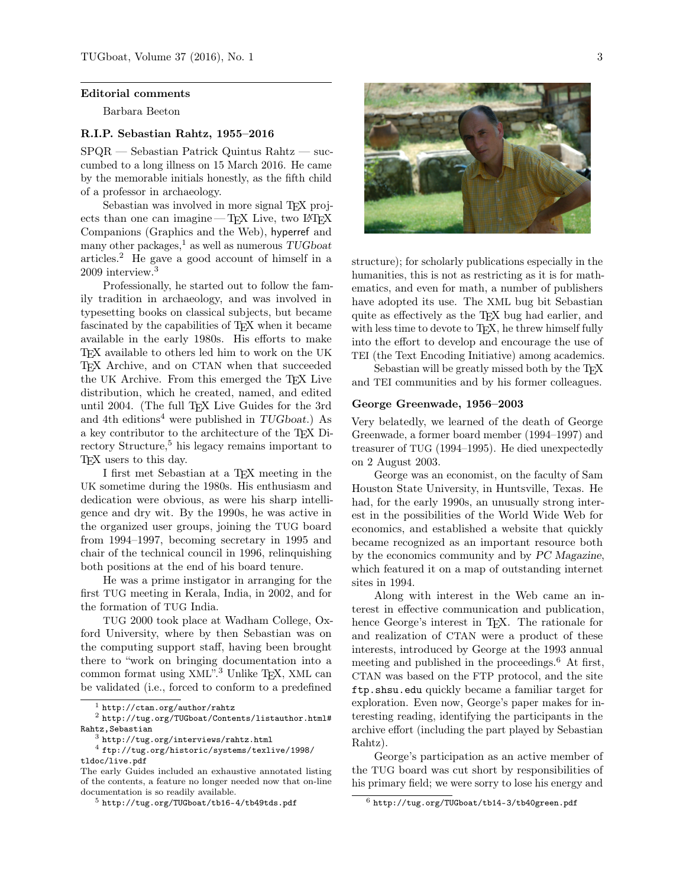## Editorial comments

Barbara Beeton

### R.I.P. Sebastian Rahtz, 1955–2016

SPQR — Sebastian Patrick Quintus Rahtz — succumbed to a long illness on 15 March 2016. He came by the memorable initials honestly, as the fifth child of a professor in archaeology.

Sebastian was involved in more signal TeX projects than one can imagine — TeX Live, two LaTeX Companions (Graphics and the Web), hyperref and many other packages,[1] as well as numerous *TUGboat* articles.[2] He gave a good account of himself in a 2009 interview.[3]

Professionally, he started out to follow the family tradition in archaeology, and was involved in typesetting books on classical subjects, but became fascinated by the capabilities of TeX when it became available in the early 1980s. His efforts to make TeX available to others led him to work on the UK TeX Archive, and on CTAN when that succeeded the UK Archive. From this emerged the TeX Live distribution, which he created, named, and edited until 2004. (The full TeX Live Guides for the 3rd and 4th editions[4] were published in *TUGboat*.) As a key contributor to the architecture of the TeX Directory Structure,[5] his legacy remains important to TeX users to this day.

I first met Sebastian at a TeX meeting in the UK sometime during the 1980s. His enthusiasm and dedication were obvious, as were his sharp intelligence and dry wit. By the 1990s, he was active in the organized user groups, joining the TUG board from 1994–1997, becoming secretary in 1995 and chair of the technical council in 1996, relinquishing both positions at the end of his board tenure.

He was a prime instigator in arranging for the first TUG meeting in Kerala, India, in 2002, and for the formation of TUG India.

TUG 2000 took place at Wadham College, Oxford University, where by then Sebastian was on the computing support staff, having been brought there to "work on bringing documentation into a common format using XML".[3] Unlike TeX, XML can be validated (i.e., forced to conform to a predefined structure); for scholarly publications especially in the humanities, this is not as restricting as it is for mathematics, and even for math, a number of publishers have adopted its use. The XML bug bit Sebastian quite as effectively as the TeX bug had earlier, and with less time to devote to TeX, he threw himself fully into the effort to develop and encourage the use of TEI (the Text Encoding Initiative) among academics.

Sebastian will be greatly missed both by the TeX and TEI communities and by his former colleagues.

### George Greenwade, 1956–2003

Very belatedly, we learned of the death of George Greenwade, a former board member (1994–1997) and treasurer of TUG (1994–1995). He died unexpectedly on 2 August 2003.

George was an economist, on the faculty of Sam Houston State University, in Huntsville, Texas. He had, for the early 1990s, an unusually strong interest in the possibilities of the World Wide Web for economics, and established a website that quickly became recognized as an important resource both by the economics community and by *PC Magazine*, which featured it on a map of outstanding internet sites in 1994.

Along with interest in the Web came an interest in effective communication and publication, hence George's interest in TeX. The rationale for and realization of CTAN were a product of these interests, introduced by George at the 1993 annual meeting and published in the proceedings.[6] At first, CTAN was based on the FTP protocol, and the site `ftp.shsu.edu` quickly became a familiar target for exploration. Even now, George's paper makes for interesting reading, identifying the participants in the archive effort (including the part played by Sebastian Rahtz).

George's participation as an active member of the TUG board was cut short by responsibilities of his primary field; we were sorry to lose his energy and

---

[1] `http://ctan.org/author/rahtz`

[2] `http://tug.org/TUGboat/Contents/listauthor.html#Rahtz,Sebastian`

[3] `http://tug.org/interviews/rahtz.html`

[4] `ftp://tug.org/historic/systems/texlive/1998/tldoc/live.pdf`
The early Guides included an exhaustive annotated listing of the contents, a feature no longer needed now that on-line documentation is so readily available.

[5] `http://tug.org/TUGboat/tb16-4/tb49tds.pdf`

[6] `http://tug.org/TUGboat/tb14-3/tb40green.pdf`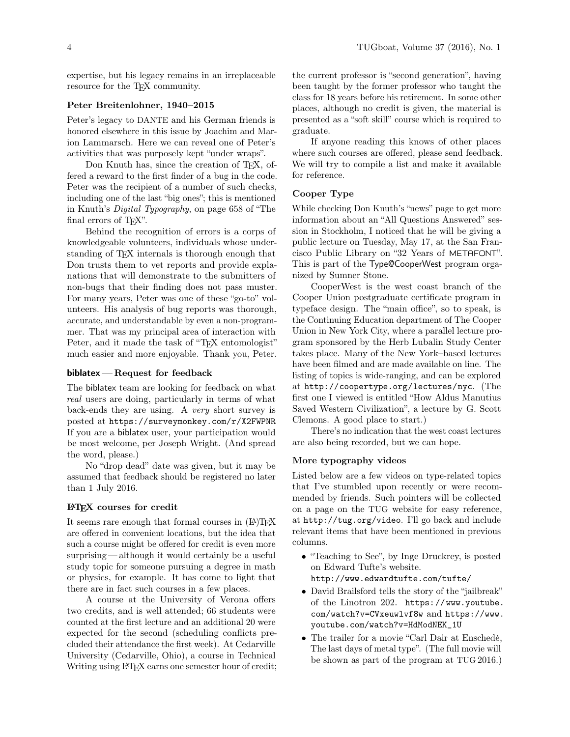expertise, but his legacy remains in an irreplaceable resource for the TeX community.

### Peter Breitenlohner, 1940–2015

Peter's legacy to DANTE and his German friends is honored elsewhere in this issue by Joachim and Marion Lammarsch. Here we can reveal one of Peter's activities that was purposely kept "under wraps".

Don Knuth has, since the creation of TeX, offered a reward to the first finder of a bug in the code. Peter was the recipient of a number of such checks, including one of the last "big ones"; this is mentioned in Knuth's *Digital Typography*, on page 658 of "The final errors of TeX".

Behind the recognition of errors is a corps of knowledgeable volunteers, individuals whose understanding of TeX internals is thorough enough that Don trusts them to vet reports and provide explanations that will demonstrate to the submitters of non-bugs that their finding does not pass muster. For many years, Peter was one of these "go-to" volunteers. His analysis of bug reports was thorough, accurate, and understandable by even a non-programmer. That was my principal area of interaction with Peter, and it made the task of "TeX entomologist" much easier and more enjoyable. Thank you, Peter.

### biblatex — Request for feedback

The biblatex team are looking for feedback on what *real* users are doing, particularly in terms of what back-ends they are using. A *very* short survey is posted at https://surveymonkey.com/r/X2FWPNR If you are a biblatex user, your participation would be most welcome, per Joseph Wright. (And spread the word, please.)

No "drop dead" date was given, but it may be assumed that feedback should be registered no later than 1 July 2016.

### LaTeX courses for credit

It seems rare enough that formal courses in (La)TeX are offered in convenient locations, but the idea that such a course might be offered for credit is even more surprising — although it would certainly be a useful study topic for someone pursuing a degree in math or physics, for example. It has come to light that there are in fact such courses in a few places.

A course at the University of Verona offers two credits, and is well attended; 66 students were counted at the first lecture and an additional 20 were expected for the second (scheduling conflicts precluded their attendance the first week). At Cedarville University (Cedarville, Ohio), a course in Technical Writing using LaTeX earns one semester hour of credit; the current professor is "second generation", having been taught by the former professor who taught the class for 18 years before his retirement. In some other places, although no credit is given, the material is presented as a "soft skill" course which is required to graduate.

If anyone reading this knows of other places where such courses are offered, please send feedback. We will try to compile a list and make it available for reference.

### Cooper Type

While checking Don Knuth's "news" page to get more information about an "All Questions Answered" session in Stockholm, I noticed that he will be giving a public lecture on Tuesday, May 17, at the San Francisco Public Library on "32 Years of METAFONT". This is part of the Type@CooperWest program organized by Sumner Stone.

CooperWest is the west coast branch of the Cooper Union postgraduate certificate program in typeface design. The "main office", so to speak, is the Continuing Education department of The Cooper Union in New York City, where a parallel lecture program sponsored by the Herb Lubalin Study Center takes place. Many of the New York–based lectures have been filmed and are made available on line. The listing of topics is wide-ranging, and can be explored at http://coopertype.org/lectures/nyc. (The first one I viewed is entitled "How Aldus Manutius Saved Western Civilization", a lecture by G. Scott Clemons. A good place to start.)

There's no indication that the west coast lectures are also being recorded, but we can hope.

### More typography videos

Listed below are a few videos on type-related topics that I've stumbled upon recently or were recommended by friends. Such pointers will be collected on a page on the TUG website for easy reference, at http://tug.org/video. I'll go back and include relevant items that have been mentioned in previous columns.

- "Teaching to See", by Inge Druckrey, is posted on Edward Tufte's website. http://www.edwardtufte.com/tufte/
- David Brailsford tells the story of the "jailbreak" of the Linotron 202. https://www.youtube.com/watch?v=CVxeuwlvf8w and https://www.youtube.com/watch?v=HdModNEK_1U
- The trailer for a movie "Carl Dair at Enschedé, The last days of metal type". (The full movie will be shown as part of the program at TUG 2016.)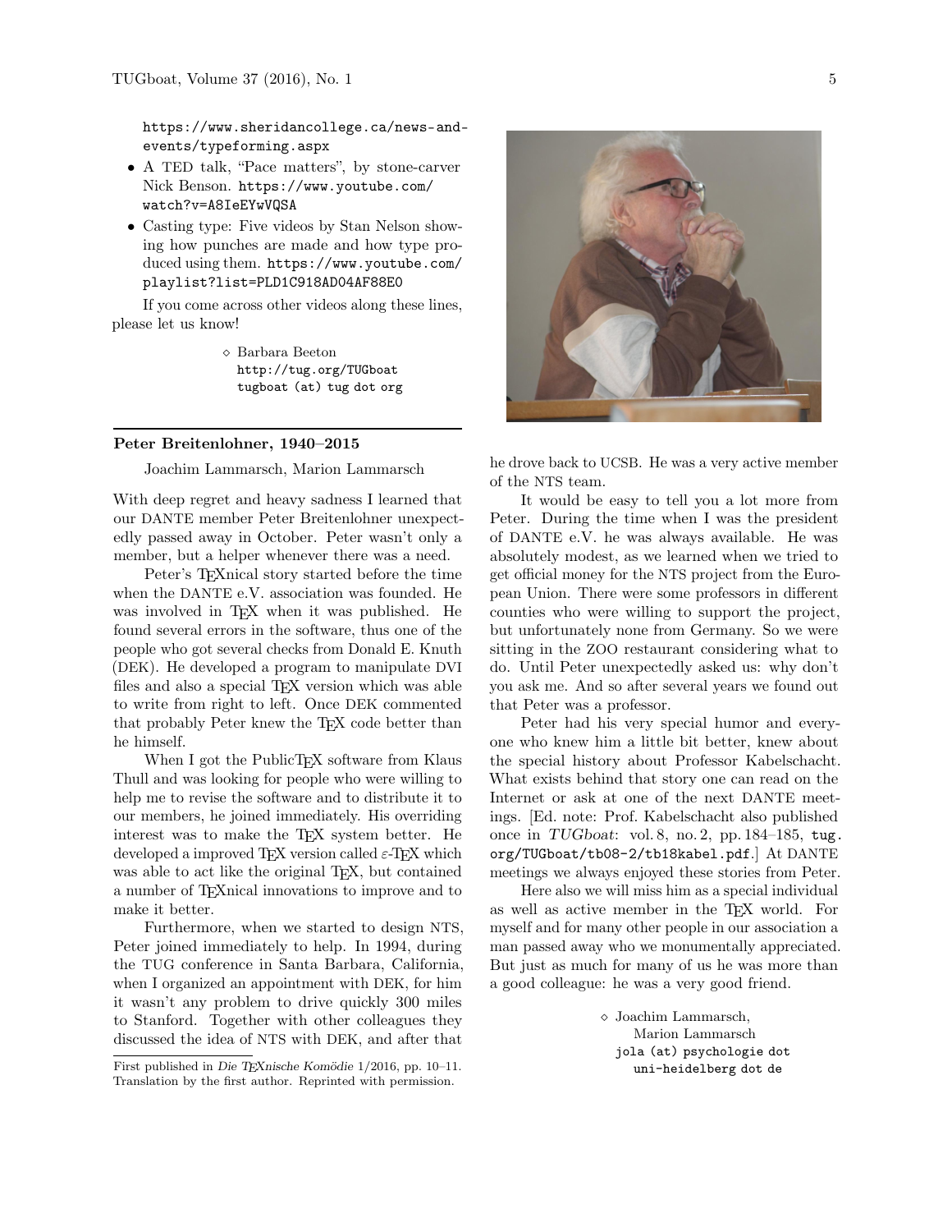https://www.sheridancollege.ca/news-and-events/typeforming.aspx

- A TED talk, "Pace matters", by stone-carver Nick Benson. https://www.youtube.com/watch?v=A8IeEYwVQSA
- Casting type: Five videos by Stan Nelson showing how punches are made and how type produced using them. https://www.youtube.com/playlist?list=PLD1C918AD04AF88E0

If you come across other videos along these lines, please let us know!

◇ Barbara Beeton
http://tug.org/TUGboat
tugboat (at) tug dot org

---

## Peter Breitenlohner, 1940–2015

Joachim Lammarsch, Marion Lammarsch

With deep regret and heavy sadness I learned that our DANTE member Peter Breitenlohner unexpectedly passed away in October. Peter wasn't only a member, but a helper whenever there was a need.

Peter's TeXnical story started before the time when the DANTE e.V. association was founded. He was involved in TeX when it was published. He found several errors in the software, thus one of the people who got several checks from Donald E. Knuth (DEK). He developed a program to manipulate DVI files and also a special TeX version which was able to write from right to left. Once DEK commented that probably Peter knew the TeX code better than he himself.

When I got the PublicTeX software from Klaus Thull and was looking for people who were willing to help me to revise the software and to distribute it to our members, he joined immediately. His overriding interest was to make the TeX system better. He developed a improved TeX version called $\varepsilon$-TeX which was able to act like the original TeX, but contained a number of TeXnical innovations to improve and to make it better.

Furthermore, when we started to design NTS, Peter joined immediately to help. In 1994, during the TUG conference in Santa Barbara, California, when I organized an appointment with DEK, for him it wasn't any problem to drive quickly 300 miles to Stanford. Together with other colleagues they discussed the idea of NTS with DEK, and after that he drove back to UCSB. He was a very active member of the NTS team.

It would be easy to tell you a lot more from Peter. During the time when I was the president of DANTE e.V. he was always available. He was absolutely modest, as we learned when we tried to get official money for the NTS project from the European Union. There were some professors in different counties who were willing to support the project, but unfortunately none from Germany. So we were sitting in the ZOO restaurant considering what to do. Until Peter unexpectedly asked us: why don't you ask me. And so after several years we found out that Peter was a professor.

Peter had his very special humor and everyone who knew him a little bit better, knew about the special history about Professor Kabelschacht. What exists behind that story one can read on the Internet or ask at one of the next DANTE meetings. [Ed. note: Prof. Kabelschacht also published once in *TUGboat*: vol. 8, no. 2, pp. 184–185, tug.org/TUGboat/tb08-2/tb18kabel.pdf.] At DANTE meetings we always enjoyed these stories from Peter.

Here also we will miss him as a special individual as well as active member in the TeX world. For myself and for many other people in our association a man passed away who we monumentally appreciated. But just as much for many of us he was more than a good colleague: he was a very good friend.

◇ Joachim Lammarsch,
Marion Lammarsch
jola (at) psychologie dot uni-heidelberg dot de

First published in *Die TeXnische Komödie* 1/2016, pp. 10–11. Translation by the first author. Reprinted with permission.